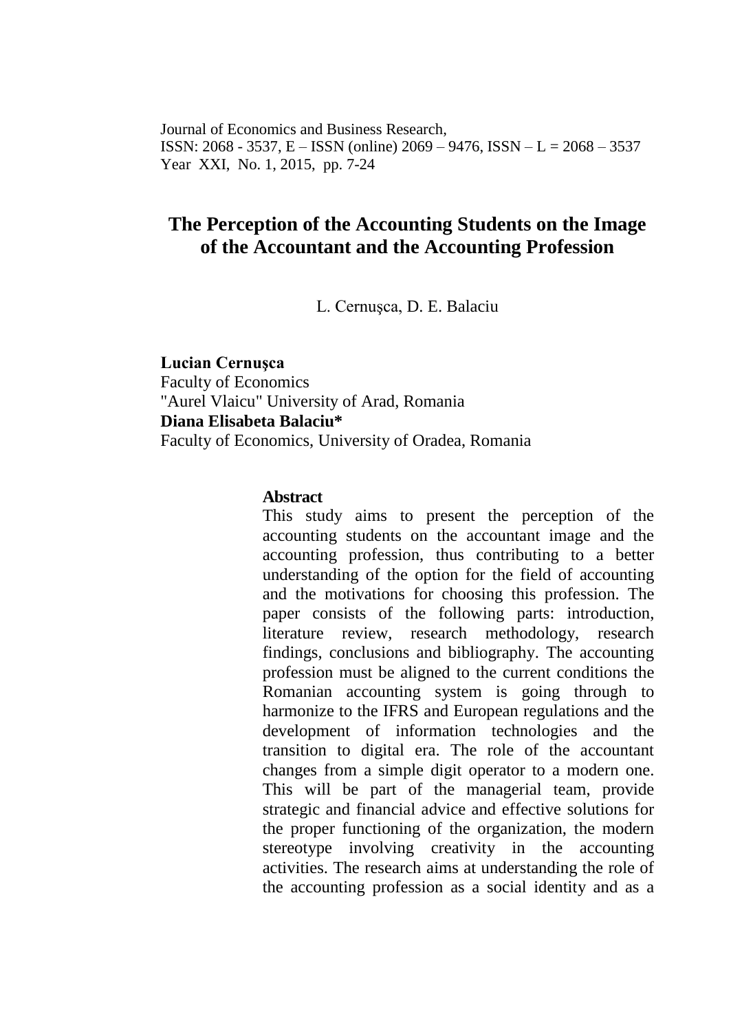Journal of Economics and Business Research,
ISSN: 2068 - 3537, E – ISSN (online) 2069 – 9476, ISSN – L = 2068 – 3537
Year XXI, No. 1, 2015, pp. 7-24

# The Perception of the Accounting Students on the Image of the Accountant and the Accounting Profession

L. Cernuşca, D. E. Balaciu

**Lucian Cernuşca**
Faculty of Economics
"Aurel Vlaicu" University of Arad, Romania
**Diana Elisabeta Balaciu***
Faculty of Economics, University of Oradea, Romania

### Abstract

This study aims to present the perception of the accounting students on the accountant image and the accounting profession, thus contributing to a better understanding of the option for the field of accounting and the motivations for choosing this profession. The paper consists of the following parts: introduction, literature review, research methodology, research findings, conclusions and bibliography. The accounting profession must be aligned to the current conditions the Romanian accounting system is going through to harmonize to the IFRS and European regulations and the development of information technologies and the transition to digital era. The role of the accountant changes from a simple digit operator to a modern one. This will be part of the managerial team, provide strategic and financial advice and effective solutions for the proper functioning of the organization, the modern stereotype involving creativity in the accounting activities. The research aims at understanding the role of the accounting profession as a social identity and as a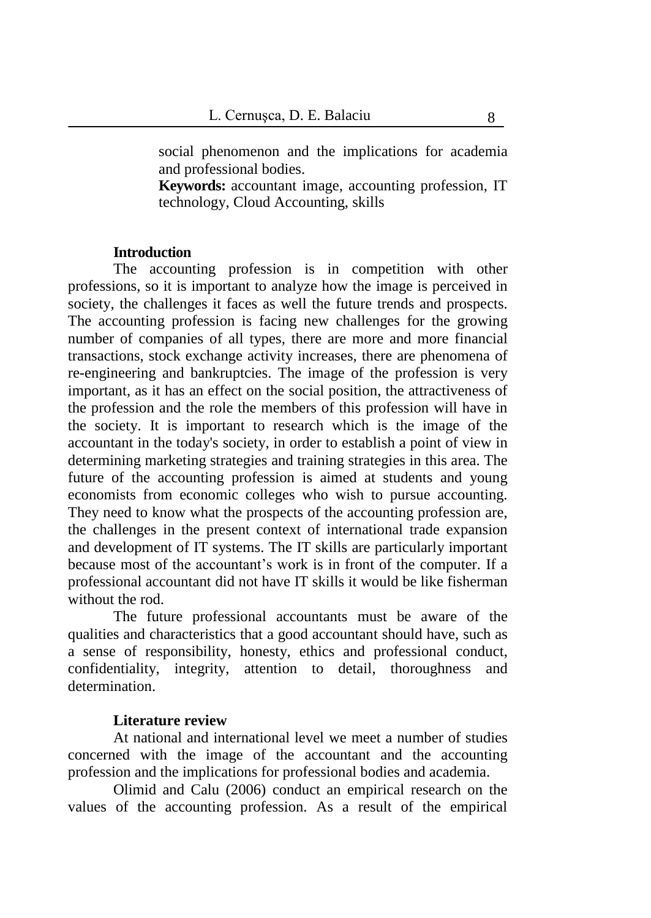social phenomenon and the implications for academia and professional bodies.

**Keywords:** accountant image, accounting profession, IT technology, Cloud Accounting, skills

## Introduction

The accounting profession is in competition with other professions, so it is important to analyze how the image is perceived in society, the challenges it faces as well the future trends and prospects. The accounting profession is facing new challenges for the growing number of companies of all types, there are more and more financial transactions, stock exchange activity increases, there are phenomena of re-engineering and bankruptcies. The image of the profession is very important, as it has an effect on the social position, the attractiveness of the profession and the role the members of this profession will have in the society. It is important to research which is the image of the accountant in the today's society, in order to establish a point of view in determining marketing strategies and training strategies in this area. The future of the accounting profession is aimed at students and young economists from economic colleges who wish to pursue accounting. They need to know what the prospects of the accounting profession are, the challenges in the present context of international trade expansion and development of IT systems. The IT skills are particularly important because most of the accountant's work is in front of the computer. If a professional accountant did not have IT skills it would be like fisherman without the rod.

The future professional accountants must be aware of the qualities and characteristics that a good accountant should have, such as a sense of responsibility, honesty, ethics and professional conduct, confidentiality, integrity, attention to detail, thoroughness and determination.

## Literature review

At national and international level we meet a number of studies concerned with the image of the accountant and the accounting profession and the implications for professional bodies and academia.

Olimid and Calu (2006) conduct an empirical research on the values of the accounting profession. As a result of the empirical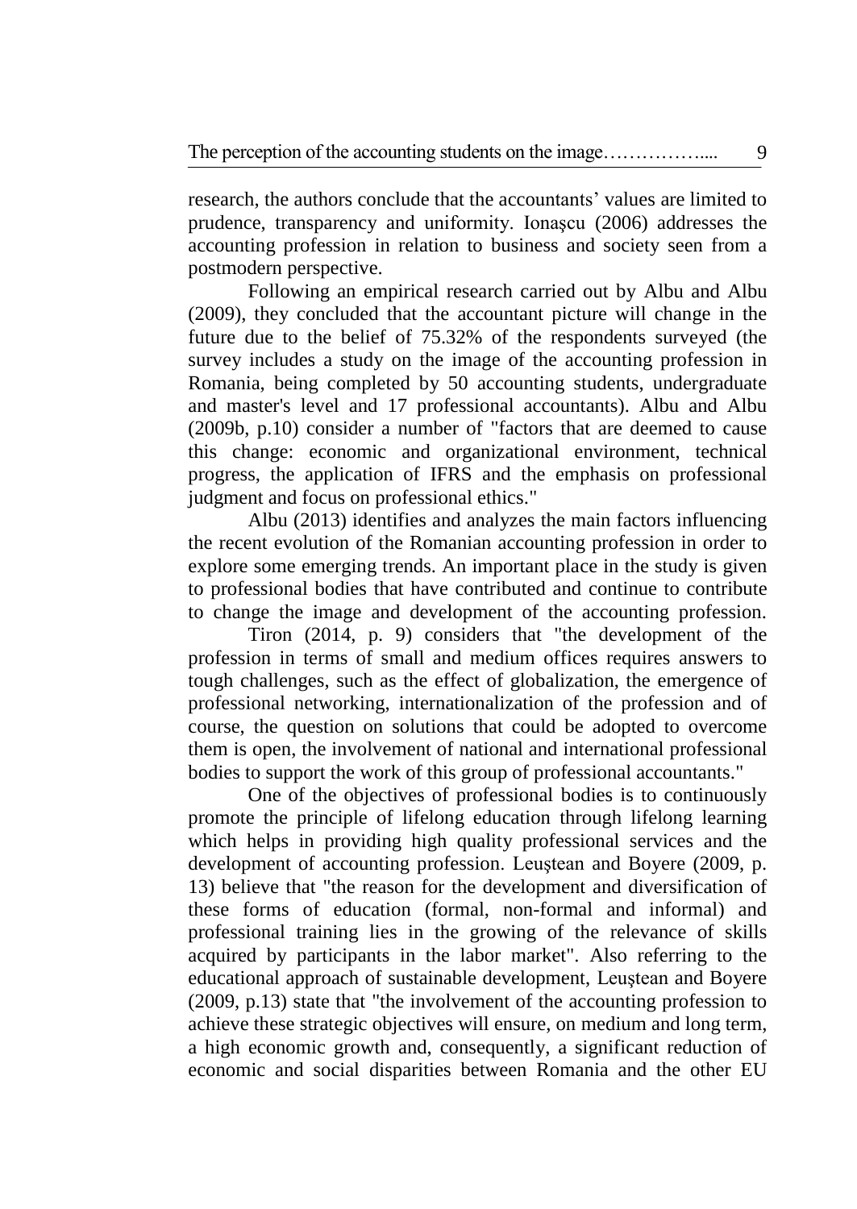research, the authors conclude that the accountants' values are limited to prudence, transparency and uniformity. Ionaşcu (2006) addresses the accounting profession in relation to business and society seen from a postmodern perspective.

Following an empirical research carried out by Albu and Albu (2009), they concluded that the accountant picture will change in the future due to the belief of 75.32% of the respondents surveyed (the survey includes a study on the image of the accounting profession in Romania, being completed by 50 accounting students, undergraduate and master's level and 17 professional accountants). Albu and Albu (2009b, p.10) consider a number of "factors that are deemed to cause this change: economic and organizational environment, technical progress, the application of IFRS and the emphasis on professional judgment and focus on professional ethics."

Albu (2013) identifies and analyzes the main factors influencing the recent evolution of the Romanian accounting profession in order to explore some emerging trends. An important place in the study is given to professional bodies that have contributed and continue to contribute to change the image and development of the accounting profession.

Tiron (2014, p. 9) considers that "the development of the profession in terms of small and medium offices requires answers to tough challenges, such as the effect of globalization, the emergence of professional networking, internationalization of the profession and of course, the question on solutions that could be adopted to overcome them is open, the involvement of national and international professional bodies to support the work of this group of professional accountants."

One of the objectives of professional bodies is to continuously promote the principle of lifelong education through lifelong learning which helps in providing high quality professional services and the development of accounting profession. Leuştean and Boyere (2009, p. 13) believe that "the reason for the development and diversification of these forms of education (formal, non-formal and informal) and professional training lies in the growing of the relevance of skills acquired by participants in the labor market". Also referring to the educational approach of sustainable development, Leuştean and Boyere (2009, p.13) state that "the involvement of the accounting profession to achieve these strategic objectives will ensure, on medium and long term, a high economic growth and, consequently, a significant reduction of economic and social disparities between Romania and the other EU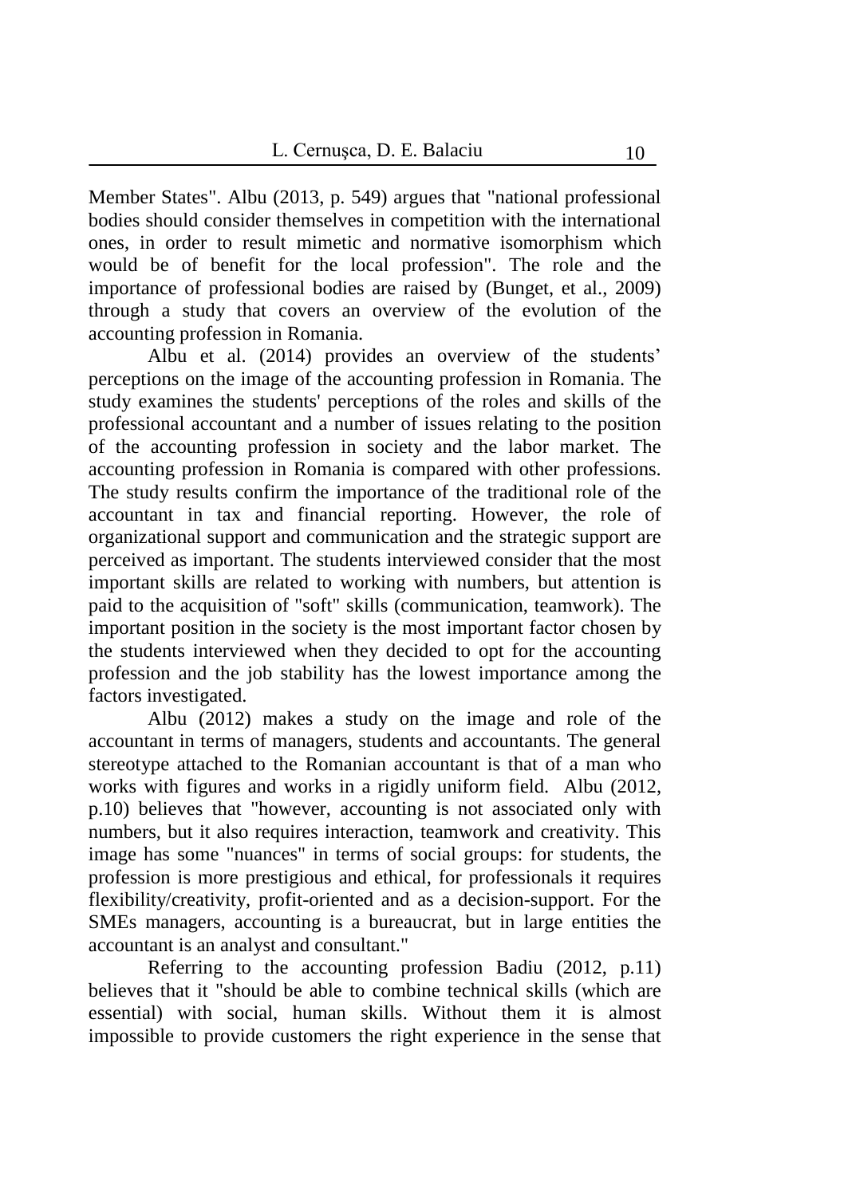Member States". Albu (2013, p. 549) argues that "national professional bodies should consider themselves in competition with the international ones, in order to result mimetic and normative isomorphism which would be of benefit for the local profession". The role and the importance of professional bodies are raised by (Bunget, et al., 2009) through a study that covers an overview of the evolution of the accounting profession in Romania.

Albu et al. (2014) provides an overview of the students' perceptions on the image of the accounting profession in Romania. The study examines the students' perceptions of the roles and skills of the professional accountant and a number of issues relating to the position of the accounting profession in society and the labor market. The accounting profession in Romania is compared with other professions. The study results confirm the importance of the traditional role of the accountant in tax and financial reporting. However, the role of organizational support and communication and the strategic support are perceived as important. The students interviewed consider that the most important skills are related to working with numbers, but attention is paid to the acquisition of "soft" skills (communication, teamwork). The important position in the society is the most important factor chosen by the students interviewed when they decided to opt for the accounting profession and the job stability has the lowest importance among the factors investigated.

Albu (2012) makes a study on the image and role of the accountant in terms of managers, students and accountants. The general stereotype attached to the Romanian accountant is that of a man who works with figures and works in a rigidly uniform field. Albu (2012, p.10) believes that "however, accounting is not associated only with numbers, but it also requires interaction, teamwork and creativity. This image has some "nuances" in terms of social groups: for students, the profession is more prestigious and ethical, for professionals it requires flexibility/creativity, profit-oriented and as a decision-support. For the SMEs managers, accounting is a bureaucrat, but in large entities the accountant is an analyst and consultant."

Referring to the accounting profession Badiu (2012, p.11) believes that it "should be able to combine technical skills (which are essential) with social, human skills. Without them it is almost impossible to provide customers the right experience in the sense that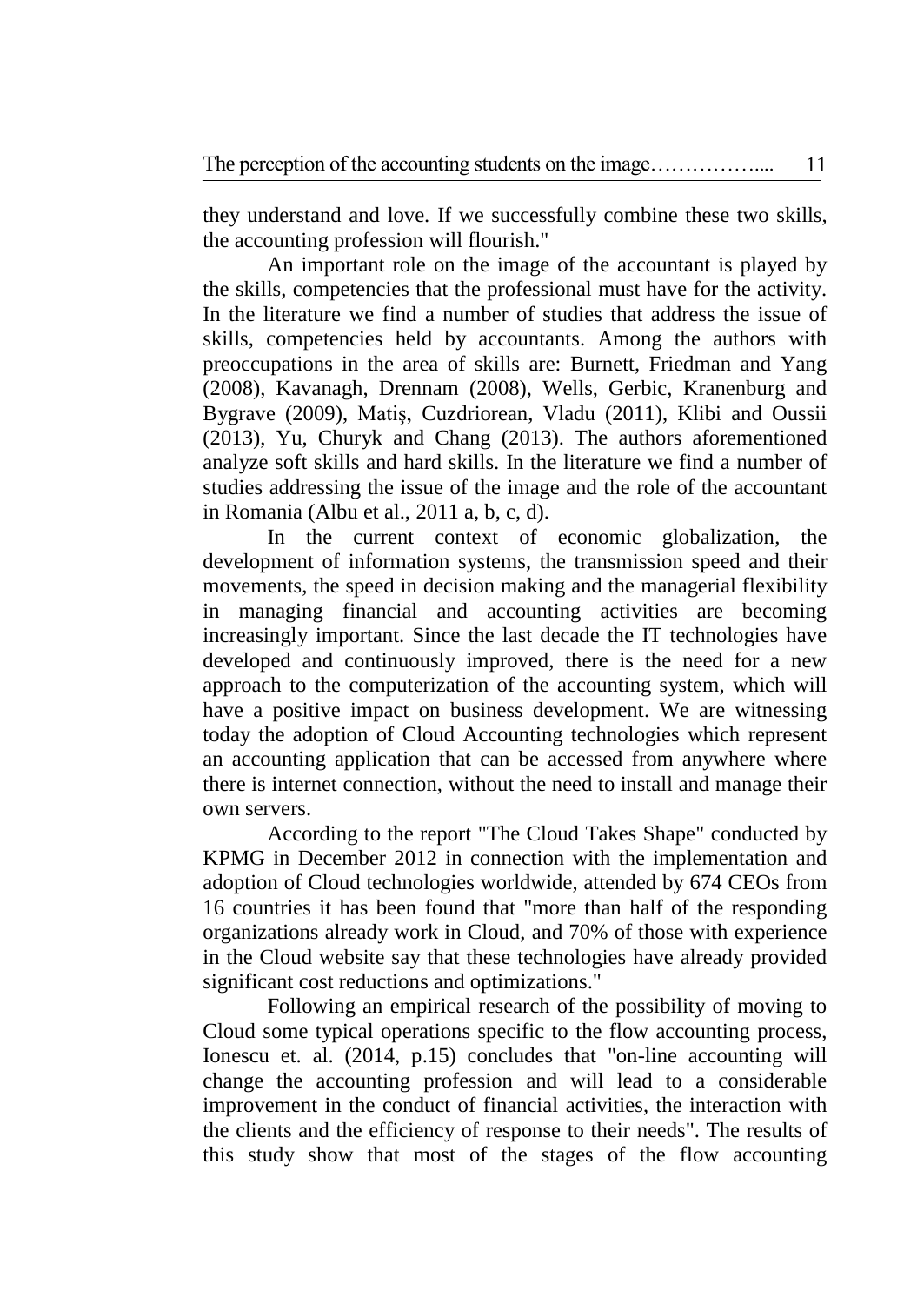they understand and love. If we successfully combine these two skills, the accounting profession will flourish."

An important role on the image of the accountant is played by the skills, competencies that the professional must have for the activity. In the literature we find a number of studies that address the issue of skills, competencies held by accountants. Among the authors with preoccupations in the area of skills are: Burnett, Friedman and Yang (2008), Kavanagh, Drennam (2008), Wells, Gerbic, Kranenburg and Bygrave (2009), Matiş, Cuzdriorean, Vladu (2011), Klibi and Oussii (2013), Yu, Churyk and Chang (2013). The authors aforementioned analyze soft skills and hard skills. In the literature we find a number of studies addressing the issue of the image and the role of the accountant in Romania (Albu et al., 2011 a, b, c, d).

In the current context of economic globalization, the development of information systems, the transmission speed and their movements, the speed in decision making and the managerial flexibility in managing financial and accounting activities are becoming increasingly important. Since the last decade the IT technologies have developed and continuously improved, there is the need for a new approach to the computerization of the accounting system, which will have a positive impact on business development. We are witnessing today the adoption of Cloud Accounting technologies which represent an accounting application that can be accessed from anywhere where there is internet connection, without the need to install and manage their own servers.

According to the report "The Cloud Takes Shape" conducted by KPMG in December 2012 in connection with the implementation and adoption of Cloud technologies worldwide, attended by 674 CEOs from 16 countries it has been found that "more than half of the responding organizations already work in Cloud, and 70% of those with experience in the Cloud website say that these technologies have already provided significant cost reductions and optimizations."

Following an empirical research of the possibility of moving to Cloud some typical operations specific to the flow accounting process, Ionescu et. al. (2014, p.15) concludes that "on-line accounting will change the accounting profession and will lead to a considerable improvement in the conduct of financial activities, the interaction with the clients and the efficiency of response to their needs". The results of this study show that most of the stages of the flow accounting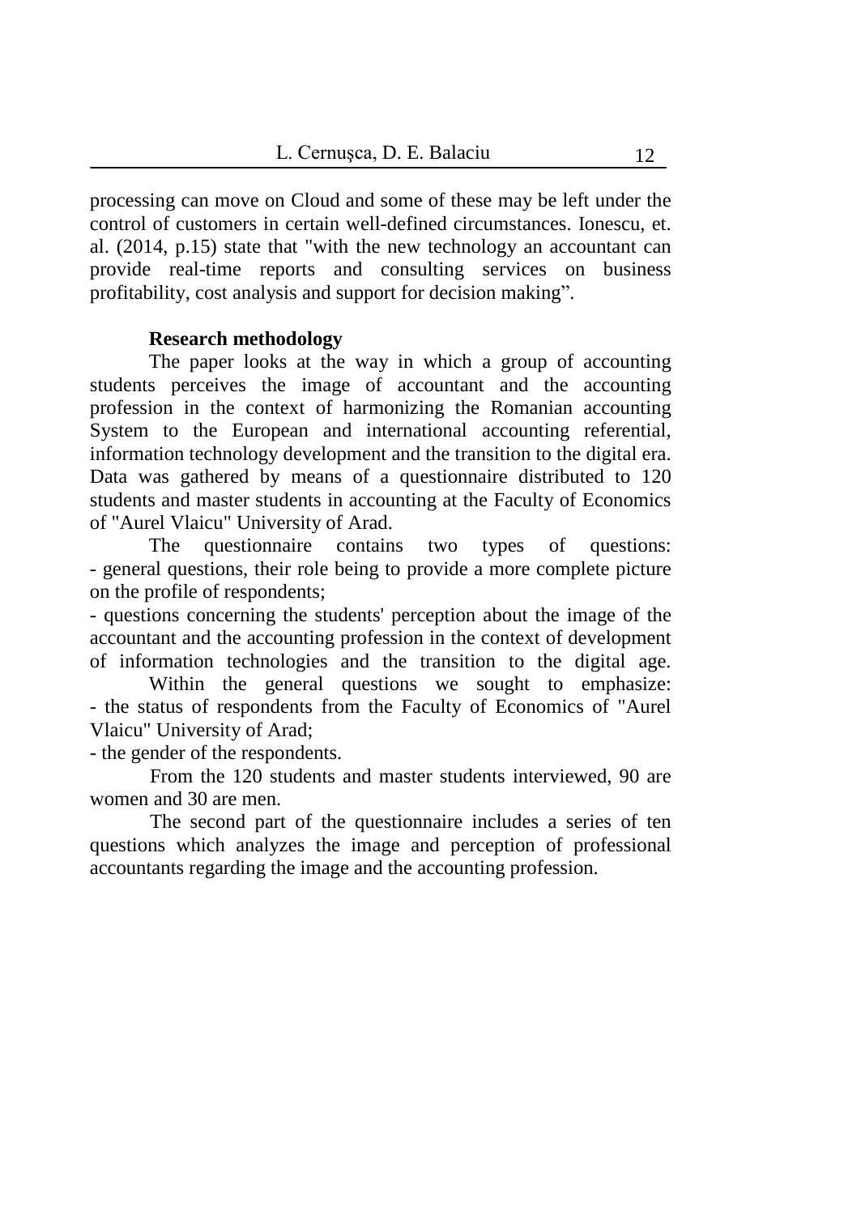processing can move on Cloud and some of these may be left under the control of customers in certain well-defined circumstances. Ionescu, et. al. (2014, p.15) state that "with the new technology an accountant can provide real-time reports and consulting services on business profitability, cost analysis and support for decision making".

## Research methodology

The paper looks at the way in which a group of accounting students perceives the image of accountant and the accounting profession in the context of harmonizing the Romanian accounting System to the European and international accounting referential, information technology development and the transition to the digital era. Data was gathered by means of a questionnaire distributed to 120 students and master students in accounting at the Faculty of Economics of "Aurel Vlaicu" University of Arad.

The questionnaire contains two types of questions:
- general questions, their role being to provide a more complete picture on the profile of respondents;
- questions concerning the students' perception about the image of the accountant and the accounting profession in the context of development of information technologies and the transition to the digital age.

Within the general questions we sought to emphasize:
- the status of respondents from the Faculty of Economics of "Aurel Vlaicu" University of Arad;
- the gender of the respondents.

From the 120 students and master students interviewed, 90 are women and 30 are men.

The second part of the questionnaire includes a series of ten questions which analyzes the image and perception of professional accountants regarding the image and the accounting profession.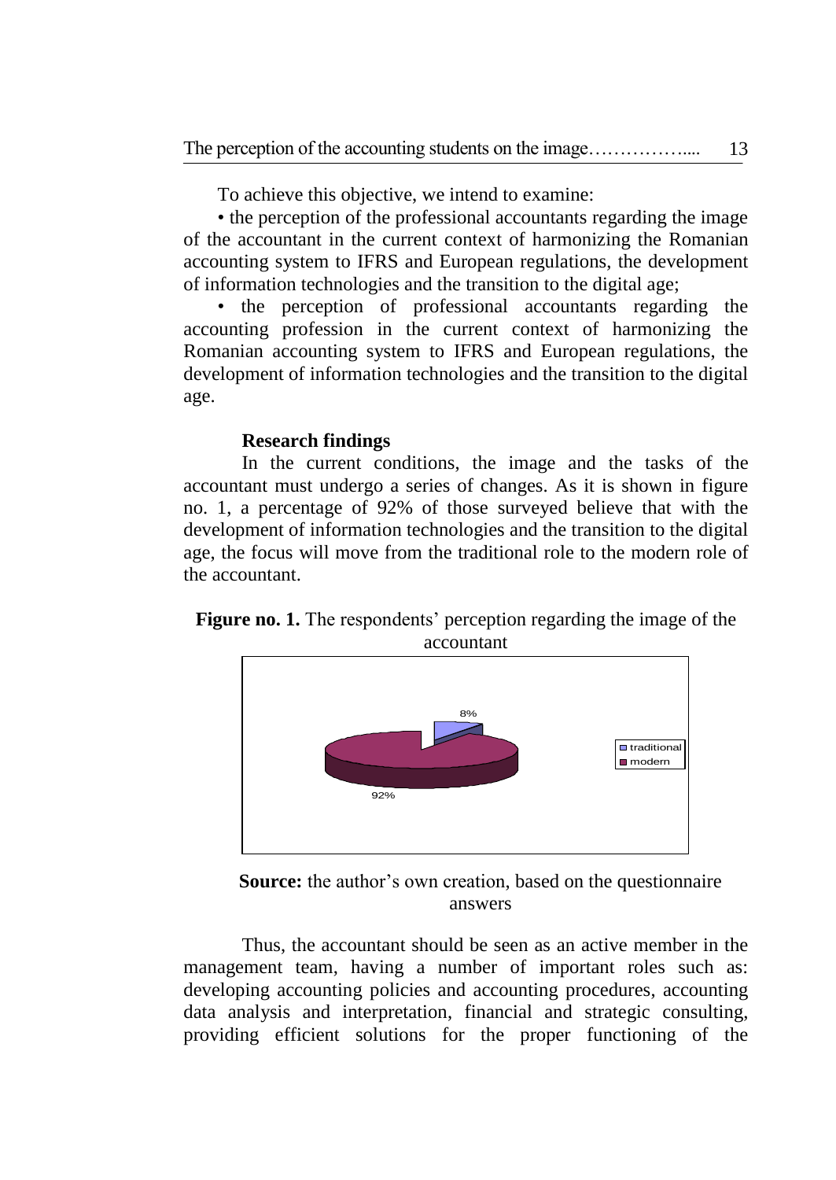To achieve this objective, we intend to examine:

• the perception of the professional accountants regarding the image of the accountant in the current context of harmonizing the Romanian accounting system to IFRS and European regulations, the development of information technologies and the transition to the digital age;

• the perception of professional accountants regarding the accounting profession in the current context of harmonizing the Romanian accounting system to IFRS and European regulations, the development of information technologies and the transition to the digital age.

### Research findings

In the current conditions, the image and the tasks of the accountant must undergo a series of changes. As it is shown in figure no. 1, a percentage of 92% of those surveyed believe that with the development of information technologies and the transition to the digital age, the focus will move from the traditional role to the modern role of the accountant.

**Figure no. 1.** The respondents' perception regarding the image of the accountant

**Source:** the author's own creation, based on the questionnaire answers

Thus, the accountant should be seen as an active member in the management team, having a number of important roles such as: developing accounting policies and accounting procedures, accounting data analysis and interpretation, financial and strategic consulting, providing efficient solutions for the proper functioning of the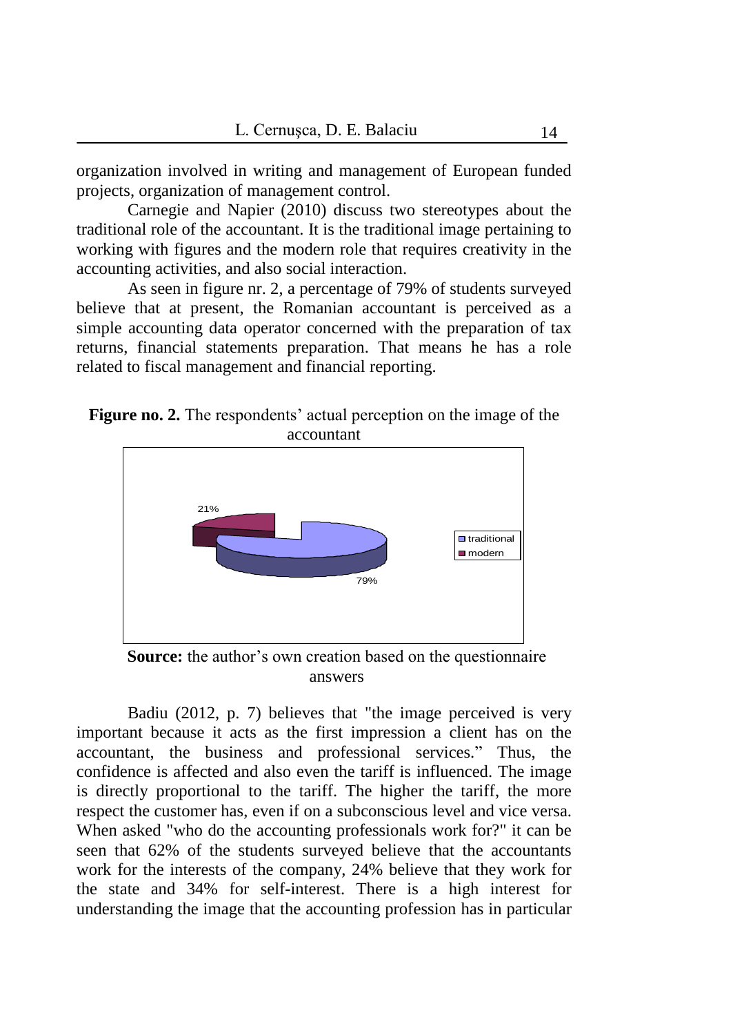organization involved in writing and management of European funded projects, organization of management control.

Carnegie and Napier (2010) discuss two stereotypes about the traditional role of the accountant. It is the traditional image pertaining to working with figures and the modern role that requires creativity in the accounting activities, and also social interaction.

As seen in figure nr. 2, a percentage of 79% of students surveyed believe that at present, the Romanian accountant is perceived as a simple accounting data operator concerned with the preparation of tax returns, financial statements preparation. That means he has a role related to fiscal management and financial reporting.

**Figure no. 2.** The respondents' actual perception on the image of the accountant

**Source:** the author's own creation based on the questionnaire answers

Badiu (2012, p. 7) believes that "the image perceived is very important because it acts as the first impression a client has on the accountant, the business and professional services." Thus, the confidence is affected and also even the tariff is influenced. The image is directly proportional to the tariff. The higher the tariff, the more respect the customer has, even if on a subconscious level and vice versa. When asked "who do the accounting professionals work for?" it can be seen that 62% of the students surveyed believe that the accountants work for the interests of the company, 24% believe that they work for the state and 34% for self-interest. There is a high interest for understanding the image that the accounting profession has in particular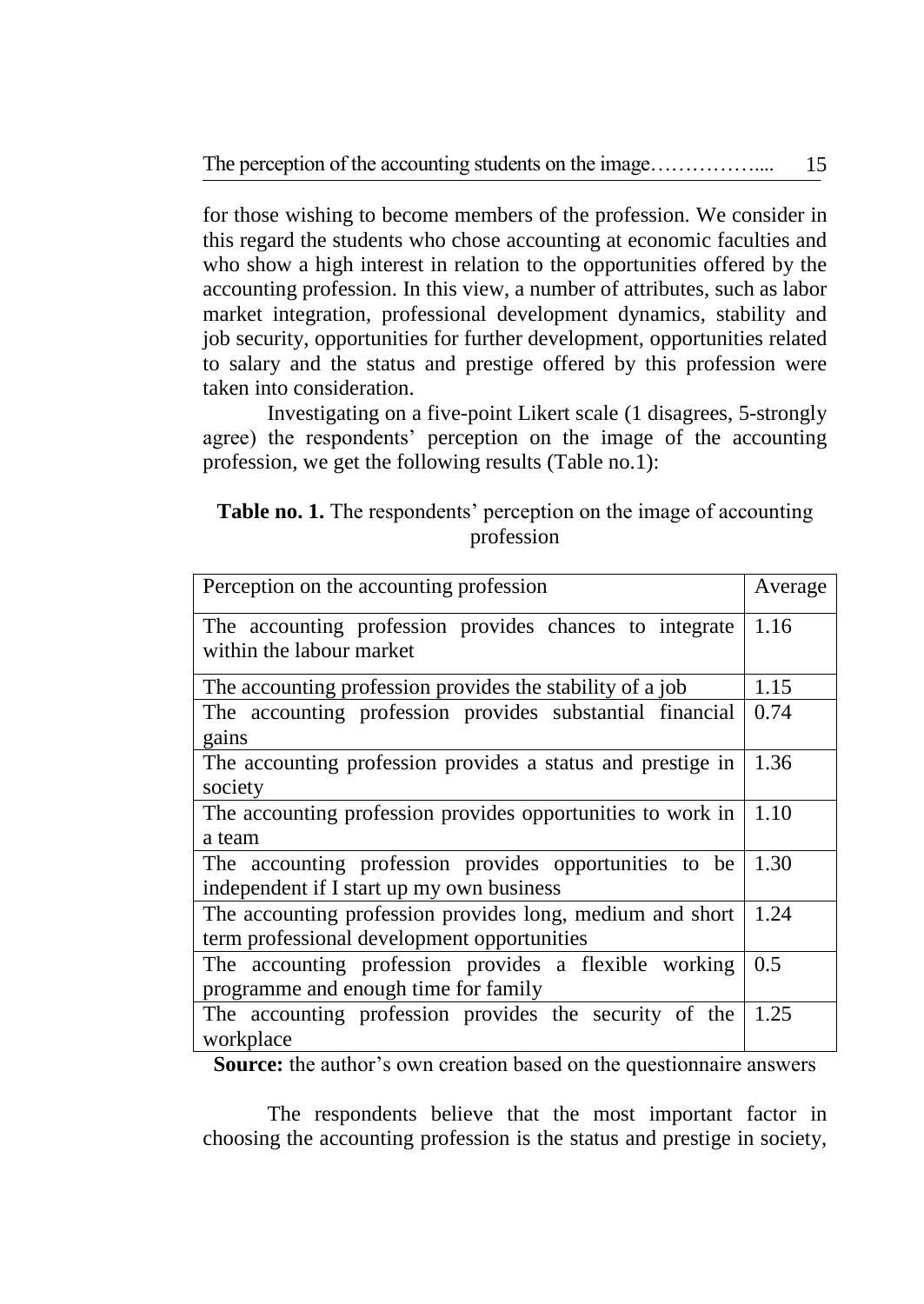for those wishing to become members of the profession. We consider in this regard the students who chose accounting at economic faculties and who show a high interest in relation to the opportunities offered by the accounting profession. In this view, a number of attributes, such as labor market integration, professional development dynamics, stability and job security, opportunities for further development, opportunities related to salary and the status and prestige offered by this profession were taken into consideration.

Investigating on a five-point Likert scale (1 disagrees, 5-strongly agree) the respondents' perception on the image of the accounting profession, we get the following results (Table no.1):

**Table no. 1.** The respondents' perception on the image of accounting profession

| Perception on the accounting profession | Average |
|---|---|
| The accounting profession provides chances to integrate within the labour market | 1.16 |
| The accounting profession provides the stability of a job | 1.15 |
| The accounting profession provides substantial financial gains | 0.74 |
| The accounting profession provides a status and prestige in society | 1.36 |
| The accounting profession provides opportunities to work in a team | 1.10 |
| The accounting profession provides opportunities to be independent if I start up my own business | 1.30 |
| The accounting profession provides long, medium and short term professional development opportunities | 1.24 |
| The accounting profession provides a flexible working programme and enough time for family | 0.5 |
| The accounting profession provides the security of the workplace | 1.25 |

**Source:** the author's own creation based on the questionnaire answers

The respondents believe that the most important factor in choosing the accounting profession is the status and prestige in society,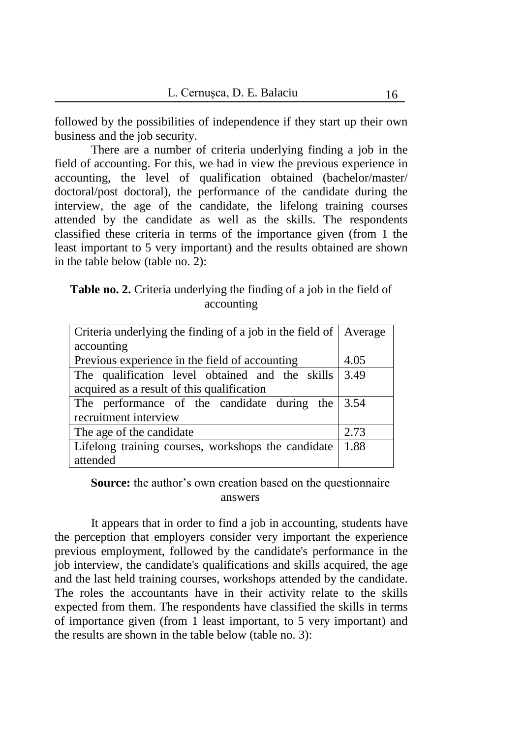followed by the possibilities of independence if they start up their own business and the job security.

There are a number of criteria underlying finding a job in the field of accounting. For this, we had in view the previous experience in accounting, the level of qualification obtained (bachelor/master/doctoral/post doctoral), the performance of the candidate during the interview, the age of the candidate, the lifelong training courses attended by the candidate as well as the skills. The respondents classified these criteria in terms of the importance given (from 1 the least important to 5 very important) and the results obtained are shown in the table below (table no. 2):

**Table no. 2.** Criteria underlying the finding of a job in the field of accounting

| Criteria underlying the finding of a job in the field of accounting | Average |
|---|---|
| Previous experience in the field of accounting | 4.05 |
| The qualification level obtained and the skills acquired as a result of this qualification | 3.49 |
| The performance of the candidate during the recruitment interview | 3.54 |
| The age of the candidate | 2.73 |
| Lifelong training courses, workshops the candidate attended | 1.88 |

**Source:** the author's own creation based on the questionnaire answers

It appears that in order to find a job in accounting, students have the perception that employers consider very important the experience previous employment, followed by the candidate's performance in the job interview, the candidate's qualifications and skills acquired, the age and the last held training courses, workshops attended by the candidate. The roles the accountants have in their activity relate to the skills expected from them. The respondents have classified the skills in terms of importance given (from 1 least important, to 5 very important) and the results are shown in the table below (table no. 3):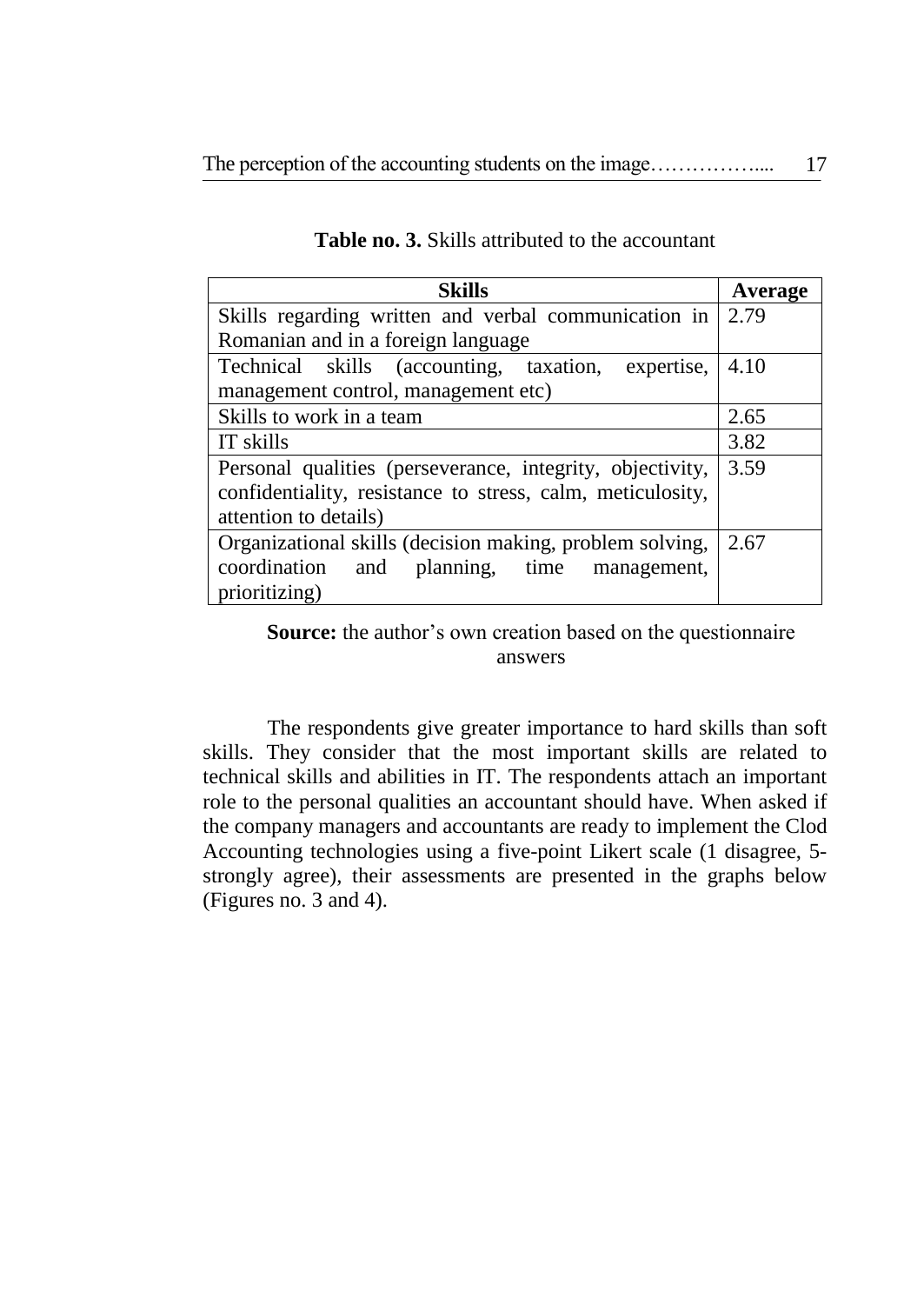**Table no. 3.** Skills attributed to the accountant

| Skills | Average |
|---|---|
| Skills regarding written and verbal communication in Romanian and in a foreign language | 2.79 |
| Technical skills (accounting, taxation, expertise, management control, management etc) | 4.10 |
| Skills to work in a team | 2.65 |
| IT skills | 3.82 |
| Personal qualities (perseverance, integrity, objectivity, confidentiality, resistance to stress, calm, meticulosity, attention to details) | 3.59 |
| Organizational skills (decision making, problem solving, coordination and planning, time management, prioritizing) | 2.67 |

**Source:** the author's own creation based on the questionnaire answers

The respondents give greater importance to hard skills than soft skills. They consider that the most important skills are related to technical skills and abilities in IT. The respondents attach an important role to the personal qualities an accountant should have. When asked if the company managers and accountants are ready to implement the Clod Accounting technologies using a five-point Likert scale (1 disagree, 5-strongly agree), their assessments are presented in the graphs below (Figures no. 3 and 4).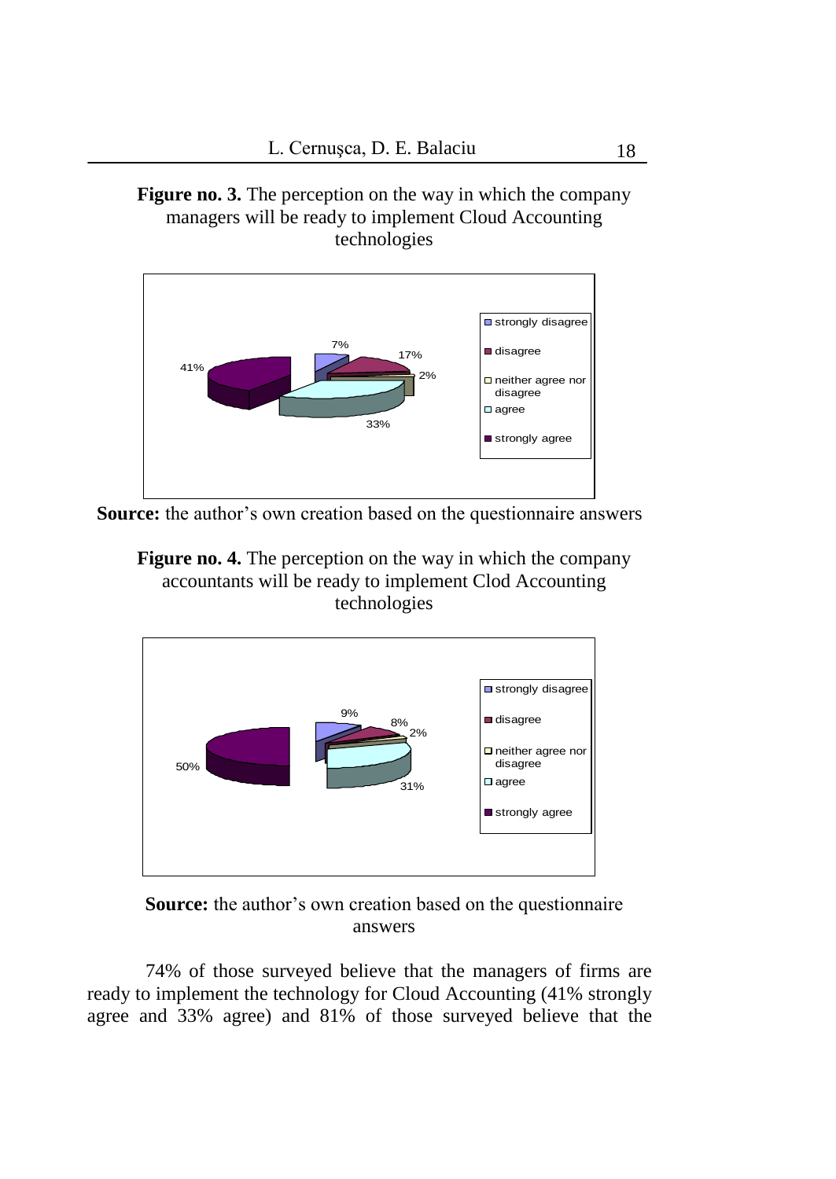**Figure no. 3.** The perception on the way in which the company managers will be ready to implement Cloud Accounting technologies

**Source:** the author's own creation based on the questionnaire answers

**Figure no. 4.** The perception on the way in which the company accountants will be ready to implement Clod Accounting technologies

**Source:** the author's own creation based on the questionnaire answers

74% of those surveyed believe that the managers of firms are ready to implement the technology for Cloud Accounting (41% strongly agree and 33% agree) and 81% of those surveyed believe that the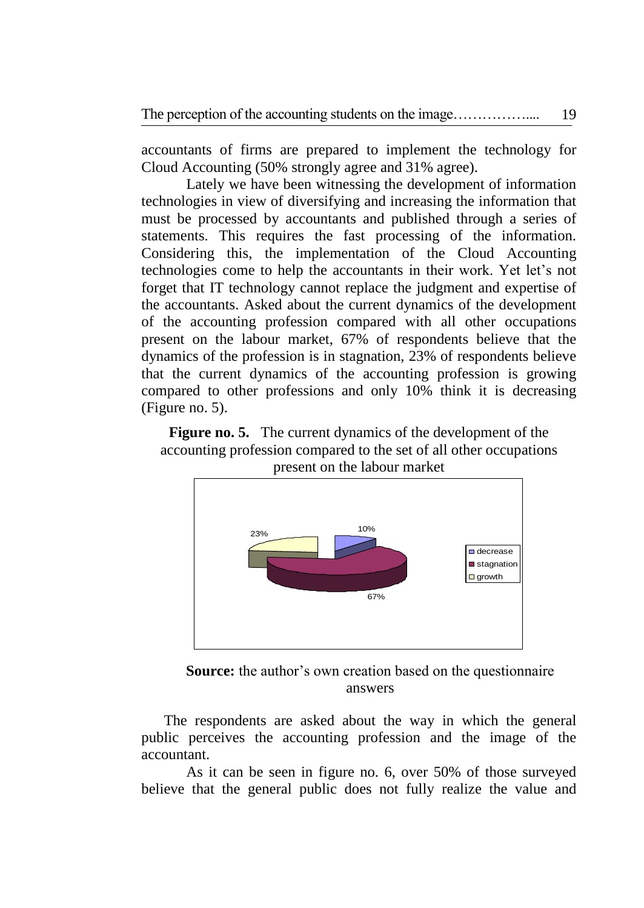accountants of firms are prepared to implement the technology for Cloud Accounting (50% strongly agree and 31% agree).

Lately we have been witnessing the development of information technologies in view of diversifying and increasing the information that must be processed by accountants and published through a series of statements. This requires the fast processing of the information. Considering this, the implementation of the Cloud Accounting technologies come to help the accountants in their work. Yet let's not forget that IT technology cannot replace the judgment and expertise of the accountants. Asked about the current dynamics of the development of the accounting profession compared with all other occupations present on the labour market, 67% of respondents believe that the dynamics of the profession is in stagnation, 23% of respondents believe that the current dynamics of the accounting profession is growing compared to other professions and only 10% think it is decreasing (Figure no. 5).

**Figure no. 5.** The current dynamics of the development of the accounting profession compared to the set of all other occupations present on the labour market

**Source:** the author's own creation based on the questionnaire answers

The respondents are asked about the way in which the general public perceives the accounting profession and the image of the accountant.

As it can be seen in figure no. 6, over 50% of those surveyed believe that the general public does not fully realize the value and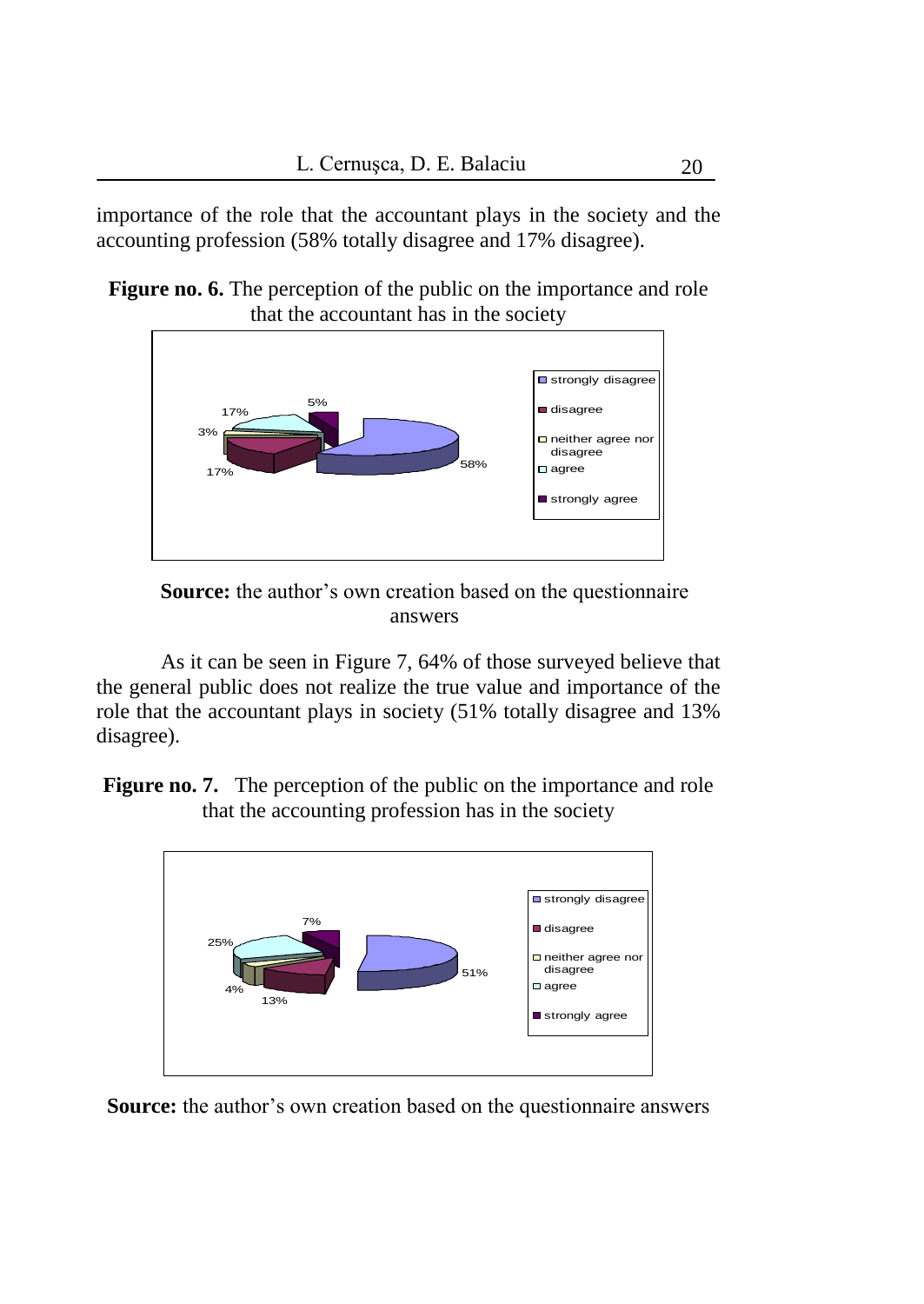importance of the role that the accountant plays in the society and the accounting profession (58% totally disagree and 17% disagree).

**Figure no. 6.** The perception of the public on the importance and role that the accountant has in the society

**Source:** the author's own creation based on the questionnaire answers

As it can be seen in Figure 7, 64% of those surveyed believe that the general public does not realize the true value and importance of the role that the accountant plays in society (51% totally disagree and 13% disagree).

**Figure no. 7.** The perception of the public on the importance and role that the accounting profession has in the society

**Source:** the author's own creation based on the questionnaire answers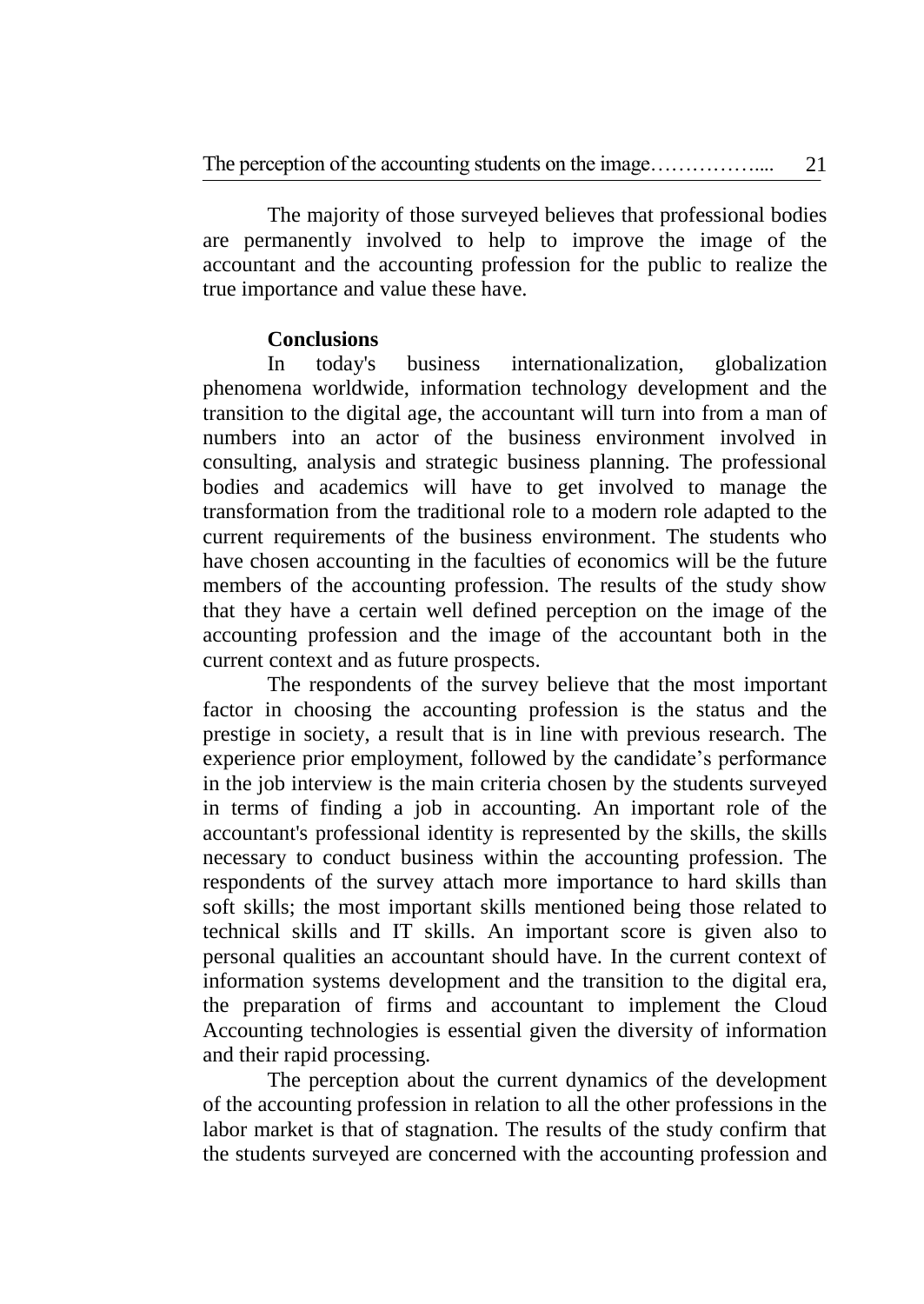The majority of those surveyed believes that professional bodies are permanently involved to help to improve the image of the accountant and the accounting profession for the public to realize the true importance and value these have.

## Conclusions

In today's business internationalization, globalization phenomena worldwide, information technology development and the transition to the digital age, the accountant will turn into from a man of numbers into an actor of the business environment involved in consulting, analysis and strategic business planning. The professional bodies and academics will have to get involved to manage the transformation from the traditional role to a modern role adapted to the current requirements of the business environment. The students who have chosen accounting in the faculties of economics will be the future members of the accounting profession. The results of the study show that they have a certain well defined perception on the image of the accounting profession and the image of the accountant both in the current context and as future prospects.

The respondents of the survey believe that the most important factor in choosing the accounting profession is the status and the prestige in society, a result that is in line with previous research. The experience prior employment, followed by the candidate's performance in the job interview is the main criteria chosen by the students surveyed in terms of finding a job in accounting. An important role of the accountant's professional identity is represented by the skills, the skills necessary to conduct business within the accounting profession. The respondents of the survey attach more importance to hard skills than soft skills; the most important skills mentioned being those related to technical skills and IT skills. An important score is given also to personal qualities an accountant should have. In the current context of information systems development and the transition to the digital era, the preparation of firms and accountant to implement the Cloud Accounting technologies is essential given the diversity of information and their rapid processing.

The perception about the current dynamics of the development of the accounting profession in relation to all the other professions in the labor market is that of stagnation. The results of the study confirm that the students surveyed are concerned with the accounting profession and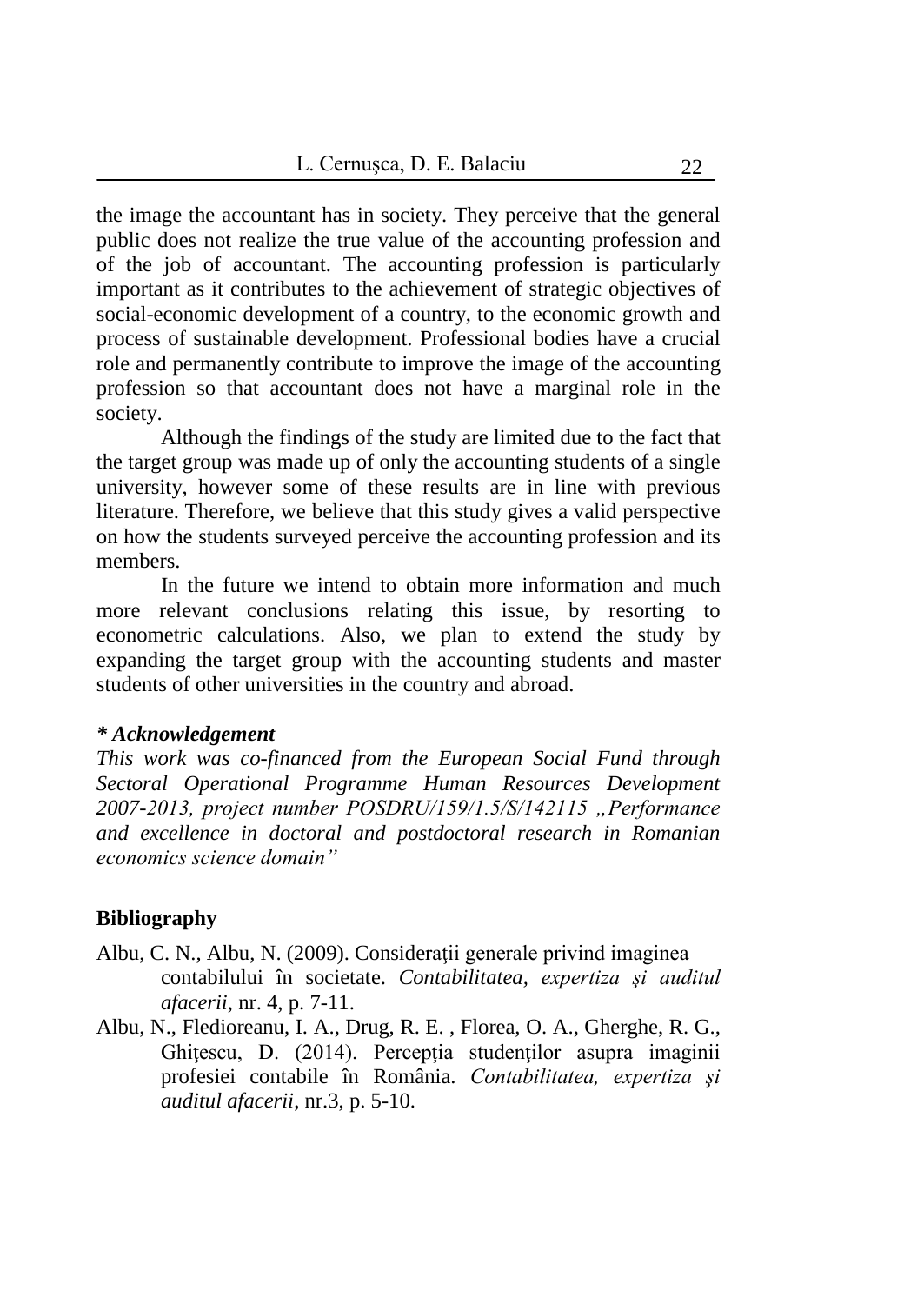the image the accountant has in society. They perceive that the general public does not realize the true value of the accounting profession and of the job of accountant. The accounting profession is particularly important as it contributes to the achievement of strategic objectives of social-economic development of a country, to the economic growth and process of sustainable development. Professional bodies have a crucial role and permanently contribute to improve the image of the accounting profession so that accountant does not have a marginal role in the society.

Although the findings of the study are limited due to the fact that the target group was made up of only the accounting students of a single university, however some of these results are in line with previous literature. Therefore, we believe that this study gives a valid perspective on how the students surveyed perceive the accounting profession and its members.

In the future we intend to obtain more information and much more relevant conclusions relating this issue, by resorting to econometric calculations. Also, we plan to extend the study by expanding the target group with the accounting students and master students of other universities in the country and abroad.

***\* Acknowledgement***

*This work was co-financed from the European Social Fund through Sectoral Operational Programme Human Resources Development 2007-2013, project number POSDRU/159/1.5/S/142115 „Performance and excellence in doctoral and postdoctoral research in Romanian economics science domain"*

**Bibliography**

Albu, C. N., Albu, N. (2009). Consideraţii generale privind imaginea contabilului în societate. *Contabilitatea, expertiza şi auditul afacerii*, nr. 4, p. 7-11.

Albu, N., Flediorenau, I. A., Drug, R. E. , Florea, O. A., Gherghe, R. G., Ghiţescu, D. (2014). Percepţia studenţilor asupra imaginii profesiei contabile în România. *Contabilitatea, expertiza şi auditul afacerii*, nr.3, p. 5-10.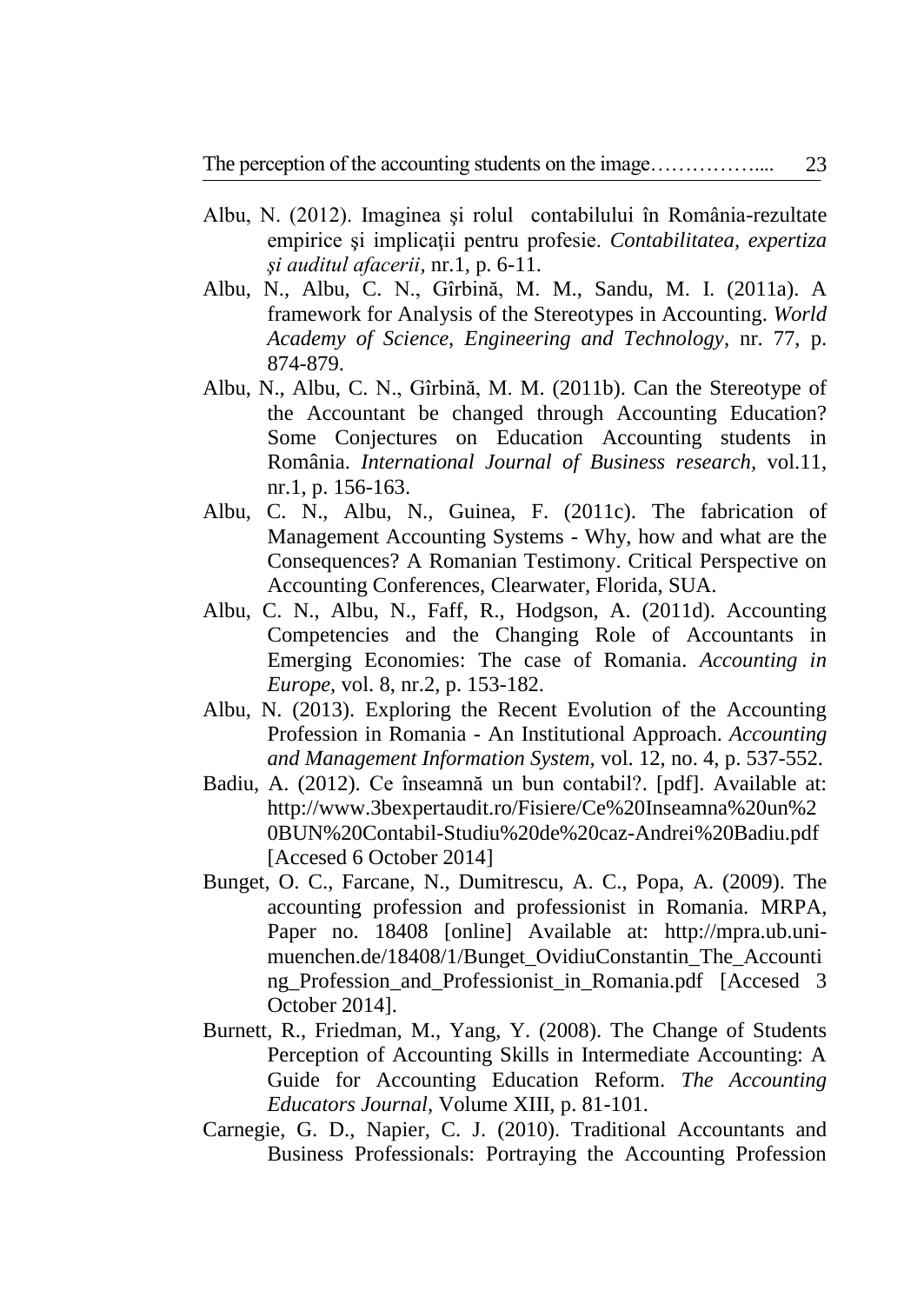Albu, N. (2012). Imaginea şi rolul contabilului în România-rezultate empirice şi implicaţii pentru profesie. *Contabilitatea, expertiza şi auditul afacerii,* nr.1, p. 6-11.

Albu, N., Albu, C. N., Gîrbină, M. M., Sandu, M. I. (2011a). A framework for Analysis of the Stereotypes in Accounting. *World Academy of Science, Engineering and Technology,* nr. 77, p. 874-879.

Albu, N., Albu, C. N., Gîrbină, M. M. (2011b). Can the Stereotype of the Accountant be changed through Accounting Education? Some Conjectures on Education Accounting students in România. *International Journal of Business research,* vol.11, nr.1, p. 156-163.

Albu, C. N., Albu, N., Guinea, F. (2011c). The fabrication of Management Accounting Systems - Why, how and what are the Consequences? A Romanian Testimony. Critical Perspective on Accounting Conferences, Clearwater, Florida, SUA.

Albu, C. N., Albu, N., Faff, R., Hodgson, A. (2011d). Accounting Competencies and the Changing Role of Accountants in Emerging Economies: The case of Romania. *Accounting in Europe,* vol. 8, nr.2, p. 153-182.

Albu, N. (2013). Exploring the Recent Evolution of the Accounting Profession in Romania - An Institutional Approach. *Accounting and Management Information System,* vol. 12, no. 4, p. 537-552.

Badiu, A. (2012). Ce înseamnă un bun contabil?. [pdf]. Available at: http://www.3bexpertaudit.ro/Fisiere/Ce%20Inseamna%20un%20BUN%20Contabil-Studiu%20de%20caz-Andrei%20Badiu.pdf [Accesed 6 October 2014]

Bunget, O. C., Farcane, N., Dumitrescu, A. C., Popa, A. (2009). The accounting profession and professionist in Romania. MRPA, Paper no. 18408 [online] Available at: http://mpra.ub.uni-muenchen.de/18408/1/Bunget_OvidiuConstantin_The_Accounting_Profession_and_Professionist_in_Romania.pdf [Accesed 3 October 2014].

Burnett, R., Friedman, M., Yang, Y. (2008). The Change of Students Perception of Accounting Skills in Intermediate Accounting: A Guide for Accounting Education Reform. *The Accounting Educators Journal,* Volume XIII, p. 81-101.

Carnegie, G. D., Napier, C. J. (2010). Traditional Accountants and Business Professionals: Portraying the Accounting Profession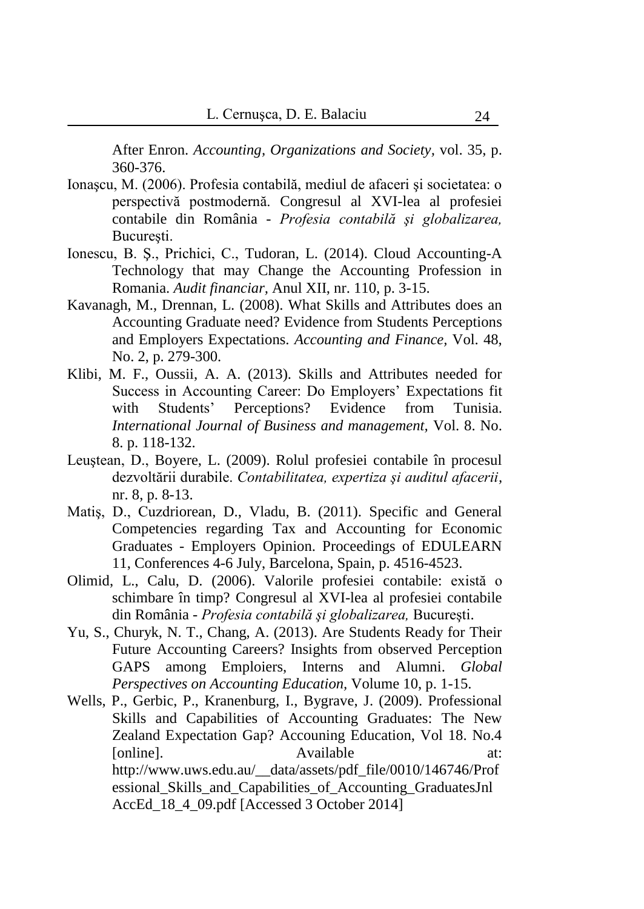After Enron. *Accounting, Organizations and Society,* vol. 35, p. 360-376.

Ionaşcu, M. (2006). Profesia contabilă, mediul de afaceri şi societatea: o perspectivă postmodernă. Congresul al XVI-lea al profesiei contabile din România - *Profesia contabilă şi globalizarea,* Bucureşti.

Ionescu, B. Ş., Prichici, C., Tudoran, L. (2014). Cloud Accounting-A Technology that may Change the Accounting Profession in Romania. *Audit financiar,* Anul XII, nr. 110, p. 3-15.

Kavanagh, M., Drennan, L. (2008). What Skills and Attributes does an Accounting Graduate need? Evidence from Students Perceptions and Employers Expectations. *Accounting and Finance,* Vol. 48, No. 2, p. 279-300.

Klibi, M. F., Oussii, A. A. (2013). Skills and Attributes needed for Success in Accounting Career: Do Employers' Expectations fit with Students' Perceptions? Evidence from Tunisia. *International Journal of Business and management,* Vol. 8. No. 8. p. 118-132.

Leuştean, D., Boyere, L. (2009). Rolul profesiei contabile în procesul dezvoltării durabile. *Contabilitatea, expertiza şi auditul afacerii,* nr. 8, p. 8-13.

Matiş, D., Cuzdriorean, D., Vladu, B. (2011). Specific and General Competencies regarding Tax and Accounting for Economic Graduates - Employers Opinion. Proceedings of EDULEARN 11, Conferences 4-6 July, Barcelona, Spain, p. 4516-4523.

Olimid, L., Calu, D. (2006). Valorile profesiei contabile: există o schimbare în timp? Congresul al XVI-lea al profesiei contabile din România - *Profesia contabilă şi globalizarea,* Bucureşti.

Yu, S., Churyk, N. T., Chang, A. (2013). Are Students Ready for Their Future Accounting Careers? Insights from observed Perception GAPS among Emploiers, Interns and Alumni. *Global Perspectives on Accounting Education,* Volume 10, p. 1-15.

Wells, P., Gerbic, P., Kranenburg, I., Bygrave, J. (2009). Professional Skills and Capabilities of Accounting Graduates: The New Zealand Expectation Gap? Accouning Education, Vol 18. No.4 [online]. Available at: http://www.uws.edu.au/__data/assets/pdf_file/0010/146746/Professional_Skills_and_Capabilities_of_Accounting_GraduatesJnlAccEd_18_4_09.pdf [Accessed 3 October 2014]